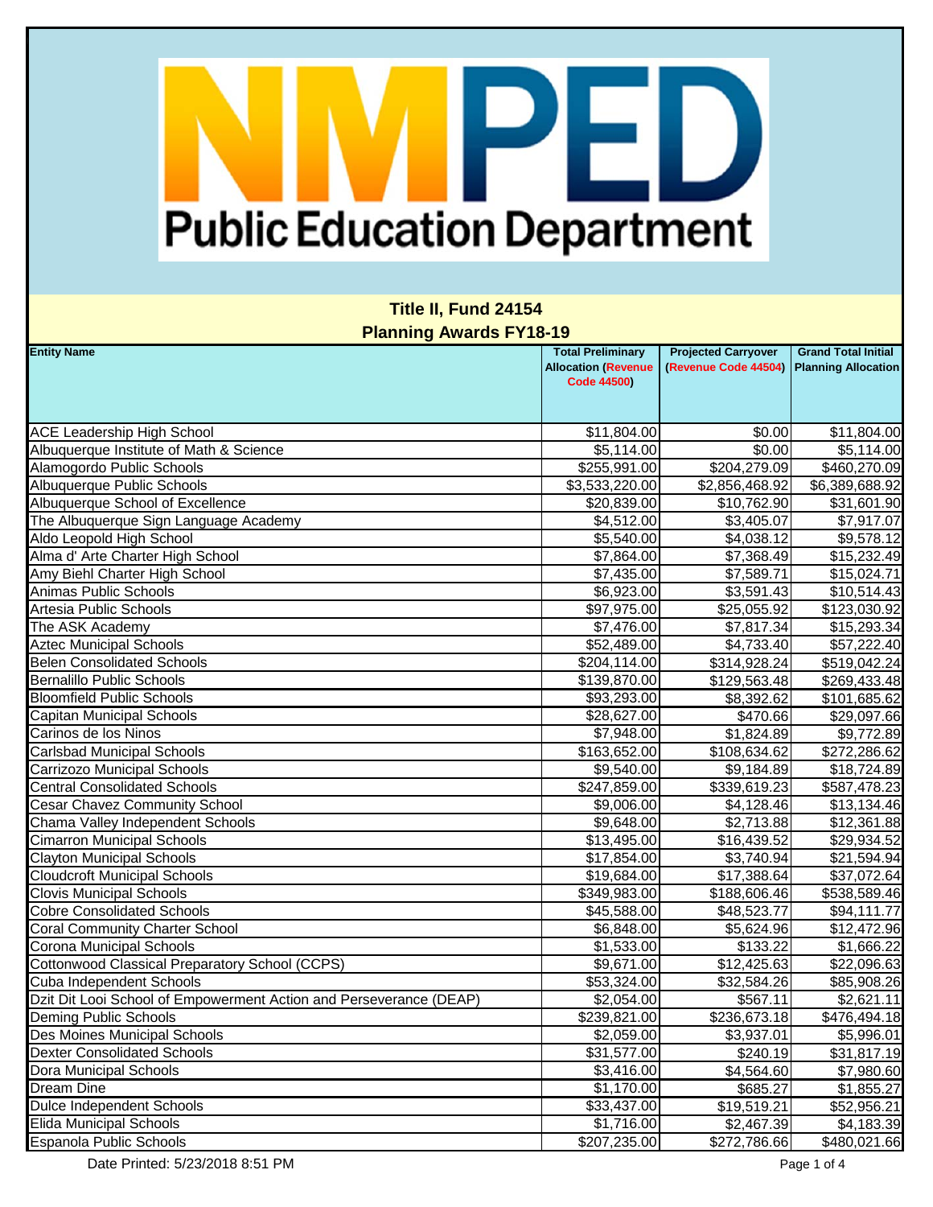# Public Education Department

## Title II, Fund 24154

## Planning Awards FY18-19

| Entity Name | Total Preliminary Allocation (Revenue Code 44500) | Projected Carryover (Revenue Code 44504) | Grand Total Initial Planning Allocation |
|---|---|---|---|
| ACE Leadership High School | $11,804.00 | $0.00 | $11,804.00 |
| Albuquerque Institute of Math & Science | $5,114.00 | $0.00 | $5,114.00 |
| Alamogordo Public Schools | $255,991.00 | $204,279.09 | $460,270.09 |
| Albuquerque Public Schools | $3,533,220.00 | $2,856,468.92 | $6,389,688.92 |
| Albuquerque School of Excellence | $20,839.00 | $10,762.90 | $31,601.90 |
| The Albuquerque Sign Language Academy | $4,512.00 | $3,405.07 | $7,917.07 |
| Aldo Leopold High School | $5,540.00 | $4,038.12 | $9,578.12 |
| Alma d' Arte Charter High School | $7,864.00 | $7,368.49 | $15,232.49 |
| Amy Biehl Charter High School | $7,435.00 | $7,589.71 | $15,024.71 |
| Animas Public Schools | $6,923.00 | $3,591.43 | $10,514.43 |
| Artesia Public Schools | $97,975.00 | $25,055.92 | $123,030.92 |
| The ASK Academy | $7,476.00 | $7,817.34 | $15,293.34 |
| Aztec Municipal Schools | $52,489.00 | $4,733.40 | $57,222.40 |
| Belen Consolidated Schools | $204,114.00 | $314,928.24 | $519,042.24 |
| Bernalillo Public Schools | $139,870.00 | $129,563.48 | $269,433.48 |
| Bloomfield Public Schools | $93,293.00 | $8,392.62 | $101,685.62 |
| Capitan Municipal Schools | $28,627.00 | $470.66 | $29,097.66 |
| Carinos de los Ninos | $7,948.00 | $1,824.89 | $9,772.89 |
| Carlsbad Municipal Schools | $163,652.00 | $108,634.62 | $272,286.62 |
| Carrizozo Municipal Schools | $9,540.00 | $9,184.89 | $18,724.89 |
| Central Consolidated Schools | $247,859.00 | $339,619.23 | $587,478.23 |
| Cesar Chavez Community School | $9,006.00 | $4,128.46 | $13,134.46 |
| Chama Valley Independent Schools | $9,648.00 | $2,713.88 | $12,361.88 |
| Cimarron Municipal Schools | $13,495.00 | $16,439.52 | $29,934.52 |
| Clayton Municipal Schools | $17,854.00 | $3,740.94 | $21,594.94 |
| Cloudcroft Municipal Schools | $19,684.00 | $17,388.64 | $37,072.64 |
| Clovis Municipal Schools | $349,983.00 | $188,606.46 | $538,589.46 |
| Cobre Consolidated Schools | $45,588.00 | $48,523.77 | $94,111.77 |
| Coral Community Charter School | $6,848.00 | $5,624.96 | $12,472.96 |
| Corona Municipal Schools | $1,533.00 | $133.22 | $1,666.22 |
| Cottonwood Classical Preparatory School (CCPS) | $9,671.00 | $12,425.63 | $22,096.63 |
| Cuba Independent Schools | $53,324.00 | $32,584.26 | $85,908.26 |
| Dzit Dit Looi School of Empowerment Action and Perseverance (DEAP) | $2,054.00 | $567.11 | $2,621.11 |
| Deming Public Schools | $239,821.00 | $236,673.18 | $476,494.18 |
| Des Moines Municipal Schools | $2,059.00 | $3,937.01 | $5,996.01 |
| Dexter Consolidated Schools | $31,577.00 | $240.19 | $31,817.19 |
| Dora Municipal Schools | $3,416.00 | $4,564.60 | $7,980.60 |
| Dream Dine | $1,170.00 | $685.27 | $1,855.27 |
| Dulce Independent Schools | $33,437.00 | $19,519.21 | $52,956.21 |
| Elida Municipal Schools | $1,716.00 | $2,467.39 | $4,183.39 |
| Espanola Public Schools | $207,235.00 | $272,786.66 | $480,021.66 |

Date Printed: 5/23/2018 8:51 PM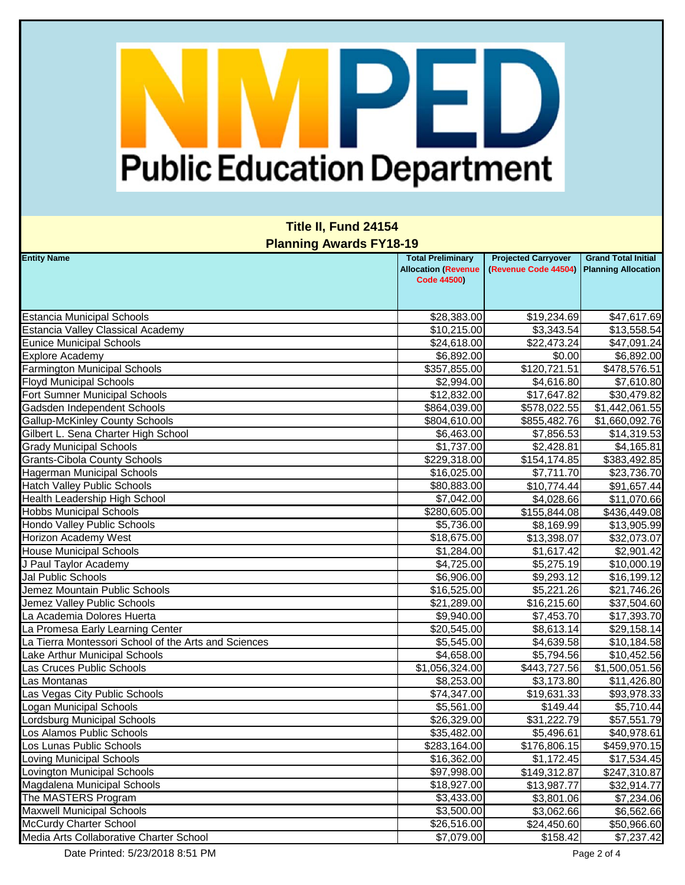# NMPED Public Education Department

## Title II, Fund 24154

## Planning Awards FY18-19

| Entity Name | Total Preliminary Allocation (Revenue Code 44500) | Projected Carryover (Revenue Code 44504) | Grand Total Initial Planning Allocation |
|---|---|---|---|
| Estancia Municipal Schools | $28,383.00 | $19,234.69 | $47,617.69 |
| Estancia Valley Classical Academy | $10,215.00 | $3,343.54 | $13,558.54 |
| Eunice Municipal Schools | $24,618.00 | $22,473.24 | $47,091.24 |
| Explore Academy | $6,892.00 | $0.00 | $6,892.00 |
| Farmington Municipal Schools | $357,855.00 | $120,721.51 | $478,576.51 |
| Floyd Municipal Schools | $2,994.00 | $4,616.80 | $7,610.80 |
| Fort Sumner Municipal Schools | $12,832.00 | $17,647.82 | $30,479.82 |
| Gadsden Independent Schools | $864,039.00 | $578,022.55 | $1,442,061.55 |
| Gallup-McKinley County Schools | $804,610.00 | $855,482.76 | $1,660,092.76 |
| Gilbert L. Sena Charter High School | $6,463.00 | $7,856.53 | $14,319.53 |
| Grady Municipal Schools | $1,737.00 | $2,428.81 | $4,165.81 |
| Grants-Cibola County Schools | $229,318.00 | $154,174.85 | $383,492.85 |
| Hagerman Municipal Schools | $16,025.00 | $7,711.70 | $23,736.70 |
| Hatch Valley Public Schools | $80,883.00 | $10,774.44 | $91,657.44 |
| Health Leadership High School | $7,042.00 | $4,028.66 | $11,070.66 |
| Hobbs Municipal Schools | $280,605.00 | $155,844.08 | $436,449.08 |
| Hondo Valley Public Schools | $5,736.00 | $8,169.99 | $13,905.99 |
| Horizon Academy West | $18,675.00 | $13,398.07 | $32,073.07 |
| House Municipal Schools | $1,284.00 | $1,617.42 | $2,901.42 |
| J Paul Taylor Academy | $4,725.00 | $5,275.19 | $10,000.19 |
| Jal Public Schools | $6,906.00 | $9,293.12 | $16,199.12 |
| Jemez Mountain Public Schools | $16,525.00 | $5,221.26 | $21,746.26 |
| Jemez Valley Public Schools | $21,289.00 | $16,215.60 | $37,504.60 |
| La Academia Dolores Huerta | $9,940.00 | $7,453.70 | $17,393.70 |
| La Promesa Early Learning Center | $20,545.00 | $8,613.14 | $29,158.14 |
| La Tierra Montessori School of the Arts and Sciences | $5,545.00 | $4,639.58 | $10,184.58 |
| Lake Arthur Municipal Schools | $4,658.00 | $5,794.56 | $10,452.56 |
| Las Cruces Public Schools | $1,056,324.00 | $443,727.56 | $1,500,051.56 |
| Las Montanas | $8,253.00 | $3,173.80 | $11,426.80 |
| Las Vegas City Public Schools | $74,347.00 | $19,631.33 | $93,978.33 |
| Logan Municipal Schools | $5,561.00 | $149.44 | $5,710.44 |
| Lordsburg Municipal Schools | $26,329.00 | $31,222.79 | $57,551.79 |
| Los Alamos Public Schools | $35,482.00 | $5,496.61 | $40,978.61 |
| Los Lunas Public Schools | $283,164.00 | $176,806.15 | $459,970.15 |
| Loving Municipal Schools | $16,362.00 | $1,172.45 | $17,534.45 |
| Lovington Municipal Schools | $97,998.00 | $149,312.87 | $247,310.87 |
| Magdalena Municipal Schools | $18,927.00 | $13,987.77 | $32,914.77 |
| The MASTERS Program | $3,433.00 | $3,801.06 | $7,234.06 |
| Maxwell Municipal Schools | $3,500.00 | $3,062.66 | $6,562.66 |
| McCurdy Charter School | $26,516.00 | $24,450.60 | $50,966.60 |
| Media Arts Collaborative Charter School | $7,079.00 | $158.42 | $7,237.42 |

Date Printed: 5/23/2018 8:51 PM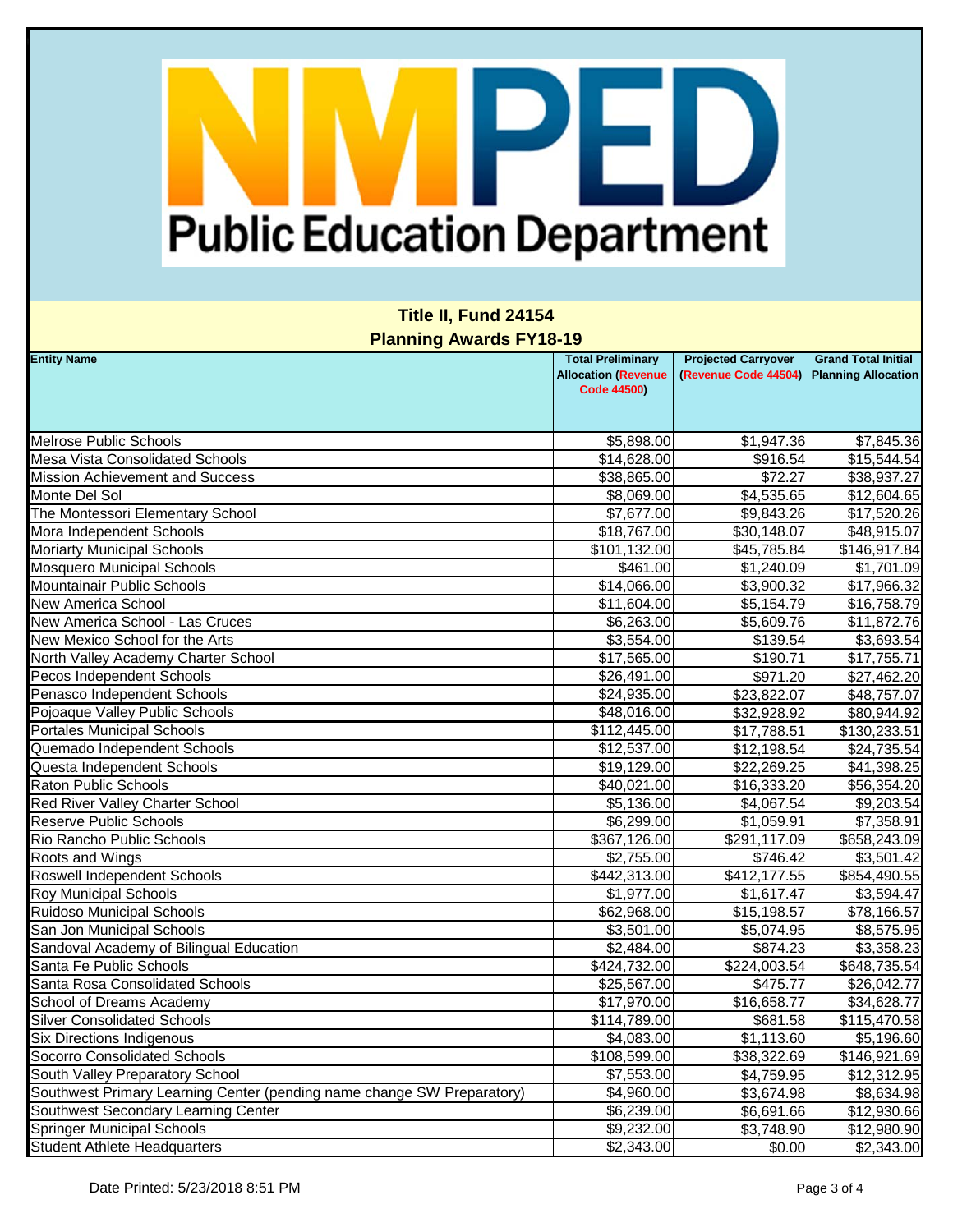Public Education Department

## Title II, Fund 24154

## Planning Awards FY18-19

| Entity Name | Total Preliminary Allocation (Revenue Code 44500) | Projected Carryover (Revenue Code 44504) | Grand Total Initial Planning Allocation |
|---|---|---|---|
| Melrose Public Schools | $5,898.00 | $1,947.36 | $7,845.36 |
| Mesa Vista Consolidated Schools | $14,628.00 | $916.54 | $15,544.54 |
| Mission Achievement and Success | $38,865.00 | $72.27 | $38,937.27 |
| Monte Del Sol | $8,069.00 | $4,535.65 | $12,604.65 |
| The Montessori Elementary School | $7,677.00 | $9,843.26 | $17,520.26 |
| Mora Independent Schools | $18,767.00 | $30,148.07 | $48,915.07 |
| Moriarty Municipal Schools | $101,132.00 | $45,785.84 | $146,917.84 |
| Mosquero Municipal Schools | $461.00 | $1,240.09 | $1,701.09 |
| Mountainair Public Schools | $14,066.00 | $3,900.32 | $17,966.32 |
| New America School | $11,604.00 | $5,154.79 | $16,758.79 |
| New America School - Las Cruces | $6,263.00 | $5,609.76 | $11,872.76 |
| New Mexico School for the Arts | $3,554.00 | $139.54 | $3,693.54 |
| North Valley Academy Charter School | $17,565.00 | $190.71 | $17,755.71 |
| Pecos Independent Schools | $26,491.00 | $971.20 | $27,462.20 |
| Penasco Independent Schools | $24,935.00 | $23,822.07 | $48,757.07 |
| Pojoaque Valley Public Schools | $48,016.00 | $32,928.92 | $80,944.92 |
| Portales Municipal Schools | $112,445.00 | $17,788.51 | $130,233.51 |
| Quemado Independent Schools | $12,537.00 | $12,198.54 | $24,735.54 |
| Questa Independent Schools | $19,129.00 | $22,269.25 | $41,398.25 |
| Raton Public Schools | $40,021.00 | $16,333.20 | $56,354.20 |
| Red River Valley Charter School | $5,136.00 | $4,067.54 | $9,203.54 |
| Reserve Public Schools | $6,299.00 | $1,059.91 | $7,358.91 |
| Rio Rancho Public Schools | $367,126.00 | $291,117.09 | $658,243.09 |
| Roots and Wings | $2,755.00 | $746.42 | $3,501.42 |
| Roswell Independent Schools | $442,313.00 | $412,177.55 | $854,490.55 |
| Roy Municipal Schools | $1,977.00 | $1,617.47 | $3,594.47 |
| Ruidoso Municipal Schools | $62,968.00 | $15,198.57 | $78,166.57 |
| San Jon Municipal Schools | $3,501.00 | $5,074.95 | $8,575.95 |
| Sandoval Academy of Bilingual Education | $2,484.00 | $874.23 | $3,358.23 |
| Santa Fe Public Schools | $424,732.00 | $224,003.54 | $648,735.54 |
| Santa Rosa Consolidated Schools | $25,567.00 | $475.77 | $26,042.77 |
| School of Dreams Academy | $17,970.00 | $16,658.77 | $34,628.77 |
| Silver Consolidated Schools | $114,789.00 | $681.58 | $115,470.58 |
| Six Directions Indigenous | $4,083.00 | $1,113.60 | $5,196.60 |
| Socorro Consolidated Schools | $108,599.00 | $38,322.69 | $146,921.69 |
| South Valley Preparatory School | $7,553.00 | $4,759.95 | $12,312.95 |
| Southwest Primary Learning Center (pending name change SW Preparatory) | $4,960.00 | $3,674.98 | $8,634.98 |
| Southwest Secondary Learning Center | $6,239.00 | $6,691.66 | $12,930.66 |
| Springer Municipal Schools | $9,232.00 | $3,748.90 | $12,980.90 |
| Student Athlete Headquarters | $2,343.00 | $0.00 | $2,343.00 |

Date Printed: 5/23/2018 8:51 PM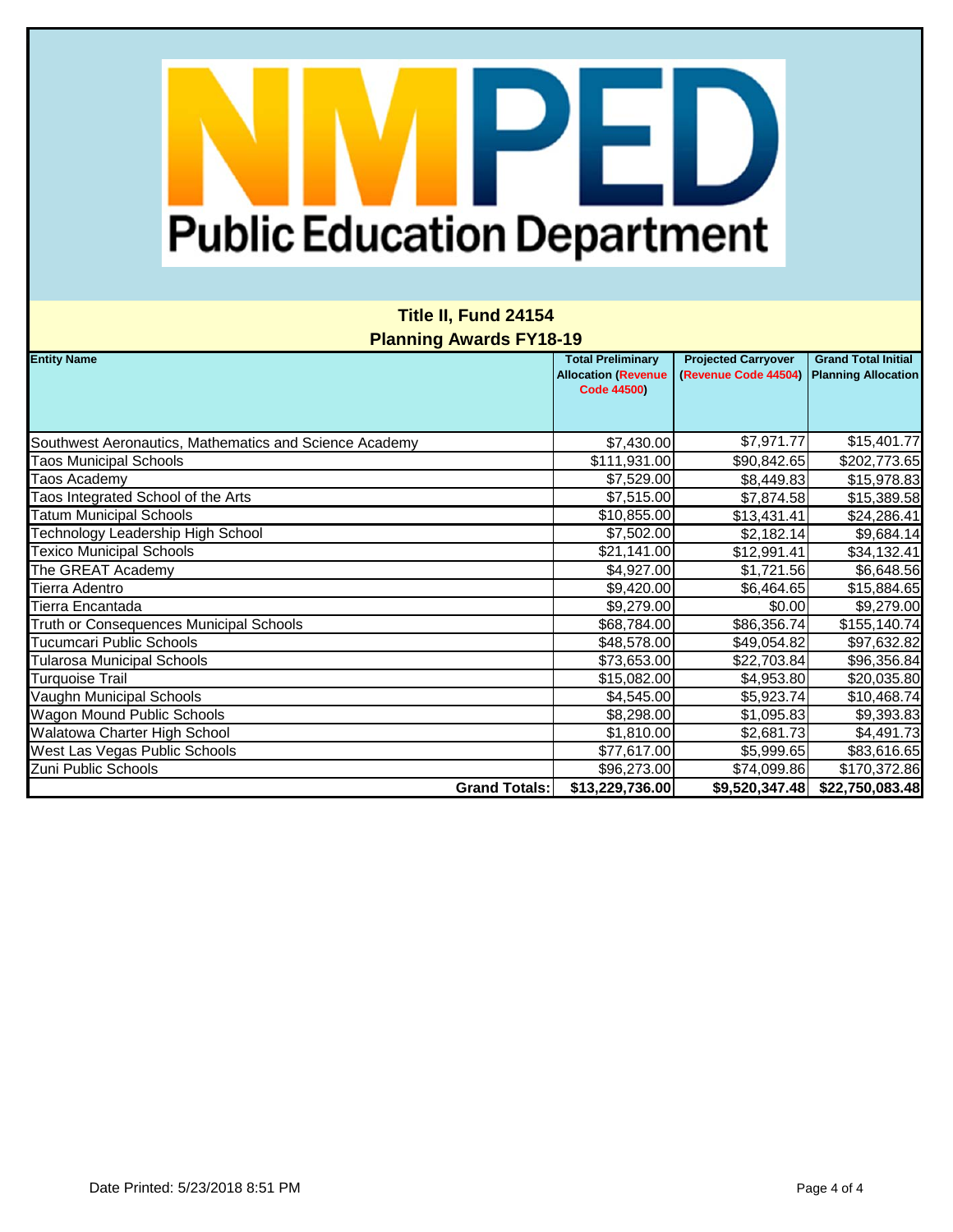NMPED Public Education Department

## Title II, Fund 24154

## Planning Awards FY18-19

| Entity Name | Total Preliminary Allocation (Revenue Code 44500) | Projected Carryover (Revenue Code 44504) | Grand Total Initial Planning Allocation |
|---|---|---|---|
| Southwest Aeronautics, Mathematics and Science Academy | $7,430.00 | $7,971.77 | $15,401.77 |
| Taos Municipal Schools | $111,931.00 | $90,842.65 | $202,773.65 |
| Taos Academy | $7,529.00 | $8,449.83 | $15,978.83 |
| Taos Integrated School of the Arts | $7,515.00 | $7,874.58 | $15,389.58 |
| Tatum Municipal Schools | $10,855.00 | $13,431.41 | $24,286.41 |
| Technology Leadership High School | $7,502.00 | $2,182.14 | $9,684.14 |
| Texico Municipal Schools | $21,141.00 | $12,991.41 | $34,132.41 |
| The GREAT Academy | $4,927.00 | $1,721.56 | $6,648.56 |
| Tierra Adentro | $9,420.00 | $6,464.65 | $15,884.65 |
| Tierra Encantada | $9,279.00 | $0.00 | $9,279.00 |
| Truth or Consequences Municipal Schools | $68,784.00 | $86,356.74 | $155,140.74 |
| Tucumcari Public Schools | $48,578.00 | $49,054.82 | $97,632.82 |
| Tularosa Municipal Schools | $73,653.00 | $22,703.84 | $96,356.84 |
| Turquoise Trail | $15,082.00 | $4,953.80 | $20,035.80 |
| Vaughn Municipal Schools | $4,545.00 | $5,923.74 | $10,468.74 |
| Wagon Mound Public Schools | $8,298.00 | $1,095.83 | $9,393.83 |
| Walatowa Charter High School | $1,810.00 | $2,681.73 | $4,491.73 |
| West Las Vegas Public Schools | $77,617.00 | $5,999.65 | $83,616.65 |
| Zuni Public Schools | $96,273.00 | $74,099.86 | $170,372.86 |
| **Grand Totals:** | **$13,229,736.00** | **$9,520,347.48** | **$22,750,083.48** |

Date Printed: 5/23/2018 8:51 PM